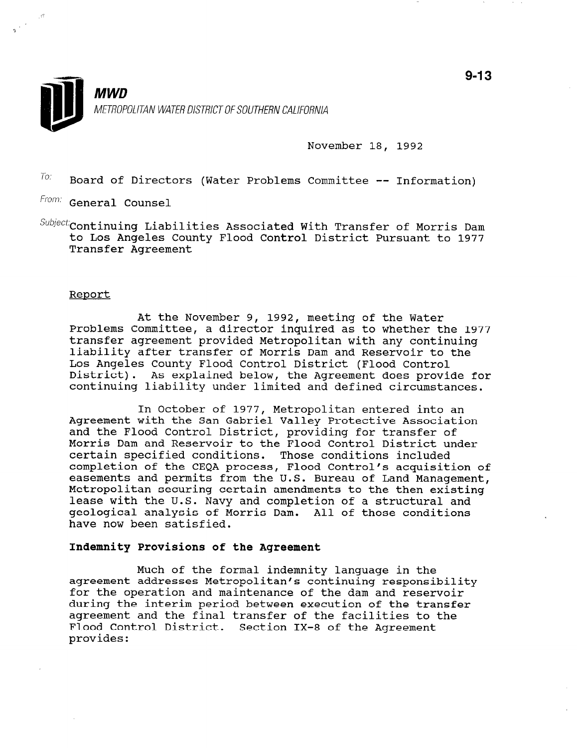**MWD**
METROPOLITAN WATER DISTRICT OF SOUTHERN CALIFORNIA

9-13

November 18, 1992

To: Board of Directors (Water Problems Committee -- Information)

From: General Counsel

Subject: Continuing Liabilities Associated With Transfer of Morris Dam to Los Angeles County Flood Control District Pursuant to 1977 Transfer Agreement

Report

At the November 9, 1992, meeting of the Water Problems Committee, a director inquired as to whether the 1977 transfer agreement provided Metropolitan with any continuing liability after transfer of Morris Dam and Reservoir to the Los Angeles County Flood Control District (Flood Control District). As explained below, the Agreement does provide for continuing liability under limited and defined circumstances.

In October of 1977, Metropolitan entered into an Agreement with the San Gabriel Valley Protective Association and the Flood Control District, providing for transfer of Morris Dam and Reservoir to the Flood Control District under certain specified conditions. Those conditions included completion of the CEQA process, Flood Control's acquisition of easements and permits from the U.S. Bureau of Land Management, Metropolitan securing certain amendments to the then existing lease with the U.S. Navy and completion of a structural and geological analysis of Morris Dam. All of those conditions have now been satisfied.

**Indemnity Provisions of the Agreement**

Much of the formal indemnity language in the agreement addresses Metropolitan's continuing responsibility for the operation and maintenance of the dam and reservoir during the interim period between execution of the transfer agreement and the final transfer of the facilities to the Flood Control District. Section IX-8 of the Agreement provides: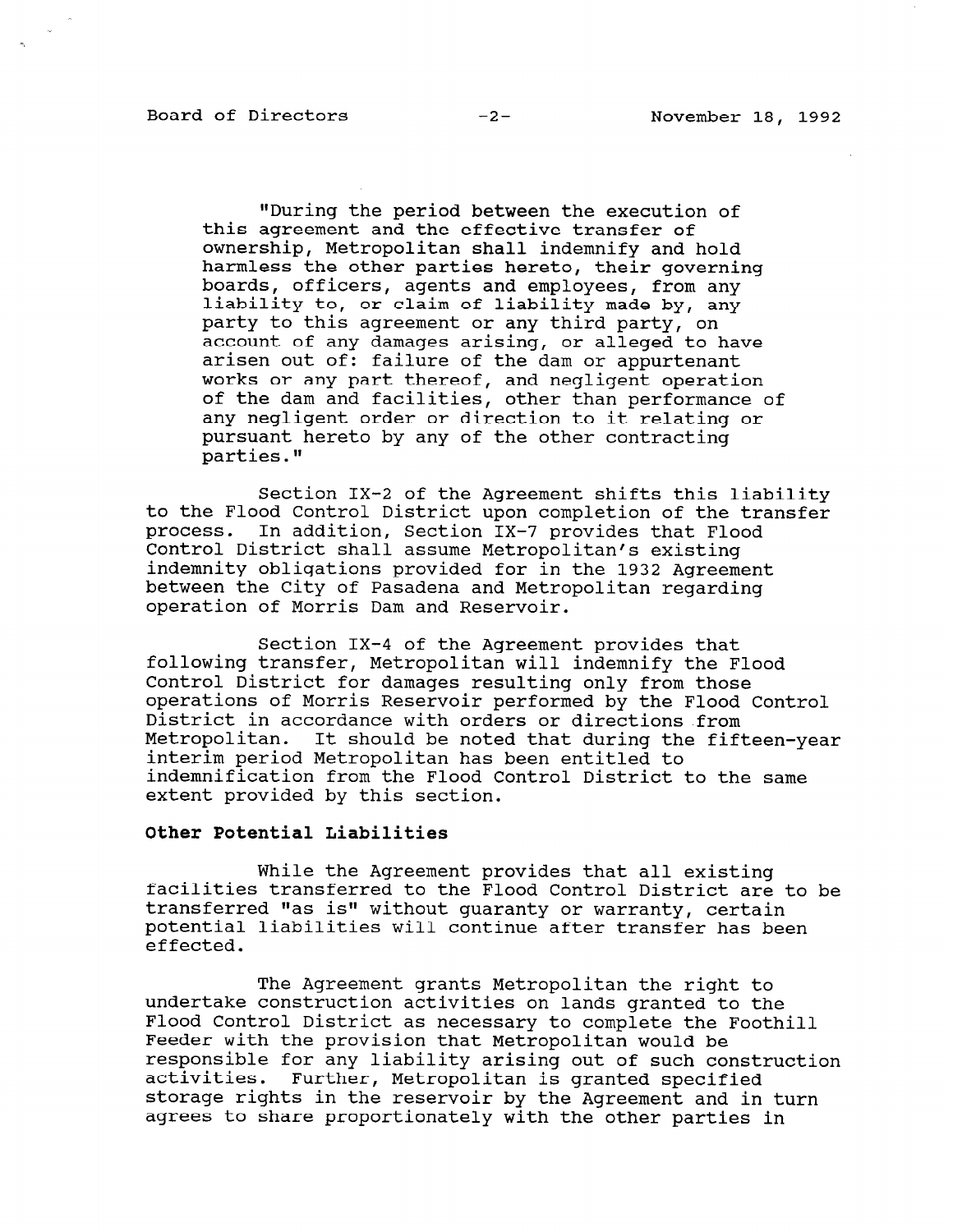"During the period between the execution of this agreement and the effective transfer of ownership, Metropolitan shall indemnify and hold harmless the other parties hereto, their governing boards, officers, agents and employees, from any liability to, or claim of liability made by, any party to this agreement or any third party, on account of any damages arising, or alleged to have arisen out of: failure of the dam or appurtenant works or any part thereof, and negligent operation of the dam and facilities, other than performance of any negligent order or direction to it relating or pursuant hereto by any of the other contracting parties."

Section IX-2 of the Agreement shifts this liability to the Flood Control District upon completion of the transfer process. In addition, Section IX-7 provides that Flood Control District shall assume Metropolitan's existing indemnity obligations provided for in the 1932 Agreement between the City of Pasadena and Metropolitan regarding operation of Morris Dam and Reservoir.

Section IX-4 of the Agreement provides that following transfer, Metropolitan will indemnify the Flood Control District for damages resulting only from those operations of Morris Reservoir performed by the Flood Control District in accordance with orders or directions from Metropolitan. It should be noted that during the fifteen-year interim period Metropolitan has been entitled to indemnification from the Flood Control District to the same extent provided by this section.

**Other Potential Liabilities**

While the Agreement provides that all existing facilities transferred to the Flood Control District are to be transferred "as is" without guaranty or warranty, certain potential liabilities will continue after transfer has been effected.

The Agreement grants Metropolitan the right to undertake construction activities on lands granted to the Flood Control District as necessary to complete the Foothill Feeder with the provision that Metropolitan would be responsible for any liability arising out of such construction activities. Further, Metropolitan is granted specified storage rights in the reservoir by the Agreement and in turn agrees to share proportionately with the other parties in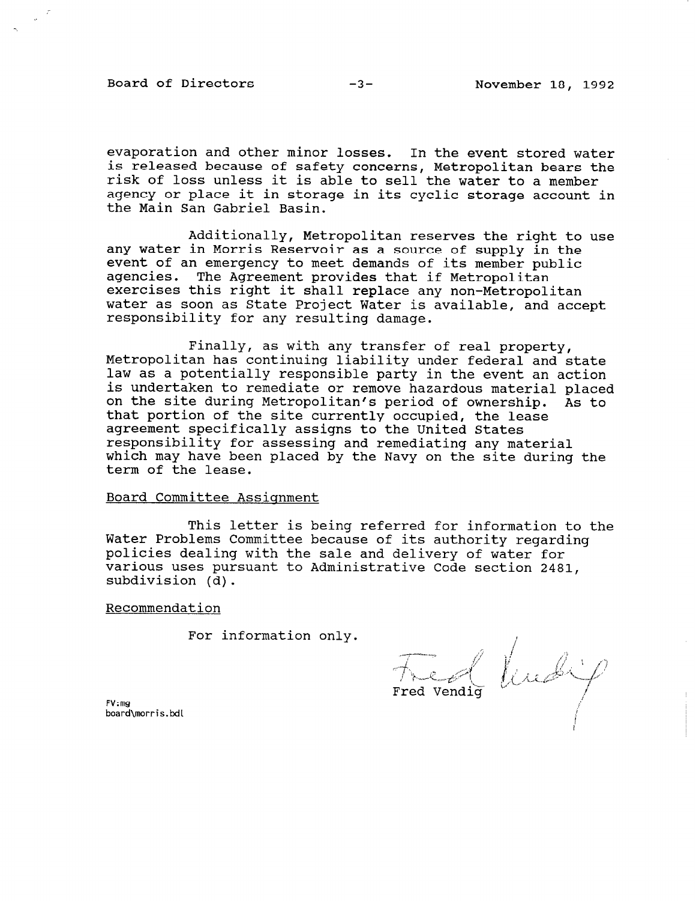evaporation and other minor losses. In the event stored water is released because of safety concerns, Metropolitan bears the risk of loss unless it is able to sell the water to a member agency or place it in storage in its cyclic storage account in the Main San Gabriel Basin.

Additionally, Metropolitan reserves the right to use any water in Morris Reservoir as a source of supply in the event of an emergency to meet demands of its member public agencies. The Agreement provides that if Metropolitan exercises this right it shall replace any non-Metropolitan water as soon as State Project Water is available, and accept responsibility for any resulting damage.

Finally, as with any transfer of real property, Metropolitan has continuing liability under federal and state law as a potentially responsible party in the event an action is undertaken to remediate or remove hazardous material placed on the site during Metropolitan's period of ownership. As to that portion of the site currently occupied, the lease agreement specifically assigns to the United States responsibility for assessing and remediating any material which may have been placed by the Navy on the site during the term of the lease.

Board Committee Assignment

This letter is being referred for information to the Water Problems Committee because of its authority regarding policies dealing with the sale and delivery of water for various uses pursuant to Administrative Code section 2481, subdivision (d).

Recommendation

For information only.

Fred Vendig

FV:mg
board\morris.bdl